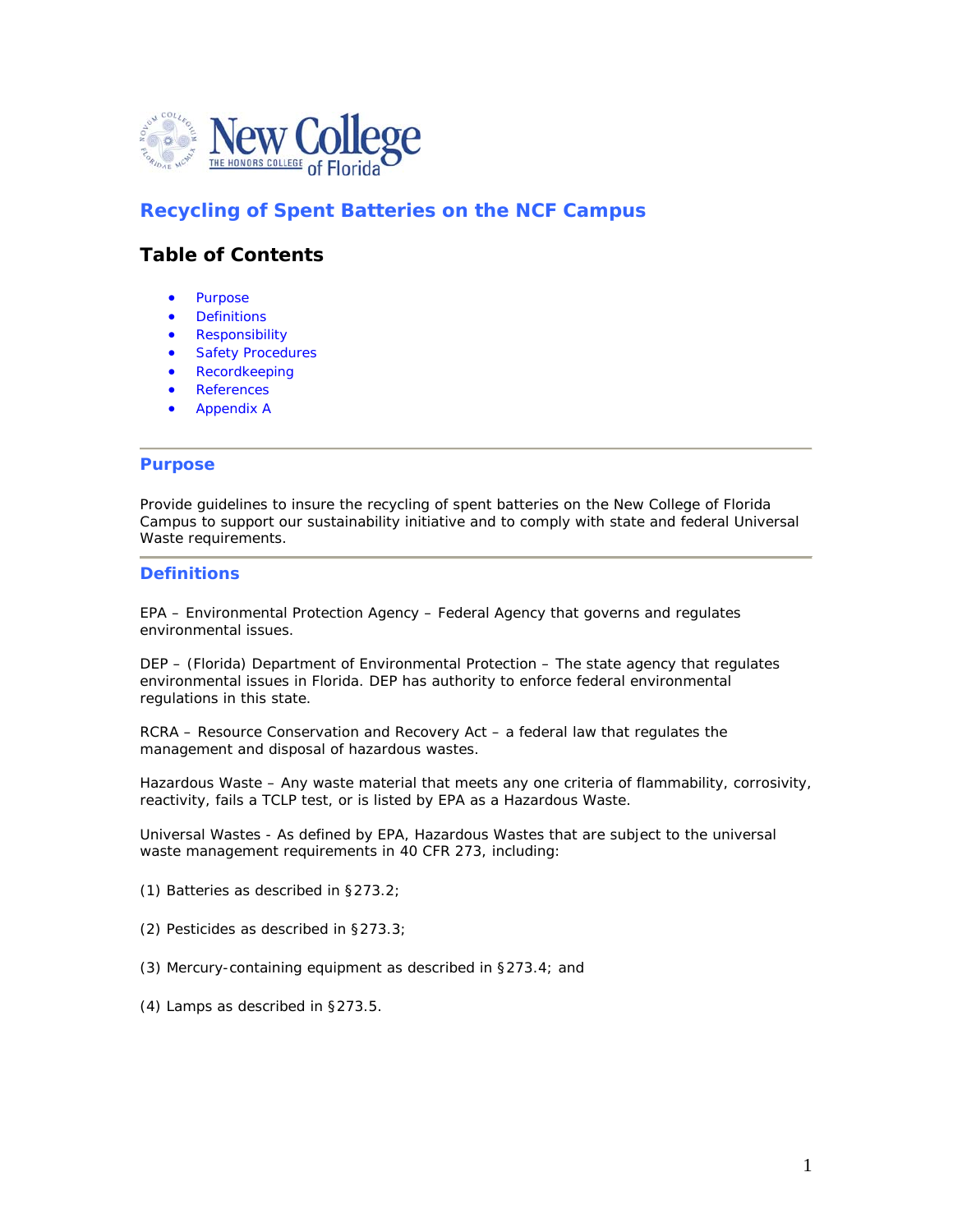# Recycling of Spent Batteries on the NCF Campus

## Table of Contents

- Purpose
- Definitions
- Responsibility
- Safety Procedures
- Recordkeeping
- References
- Appendix A

---

## Purpose

Provide guidelines to insure the recycling of spent batteries on the New College of Florida Campus to support our sustainability initiative and to comply with state and federal Universal Waste requirements.

---

## Definitions

EPA – Environmental Protection Agency – Federal Agency that governs and regulates environmental issues.

DEP – (Florida) Department of Environmental Protection – The state agency that regulates environmental issues in Florida. DEP has authority to enforce federal environmental regulations in this state.

RCRA – Resource Conservation and Recovery Act – a federal law that regulates the management and disposal of hazardous wastes.

Hazardous Waste – Any waste material that meets any one criteria of flammability, corrosivity, reactivity, fails a TCLP test, or is listed by EPA as a Hazardous Waste.

Universal Wastes - As defined by EPA, Hazardous Wastes that are subject to the universal waste management requirements in 40 CFR 273, including:

(1) Batteries as described in §273.2;

(2) Pesticides as described in §273.3;

(3) Mercury-containing equipment as described in §273.4; and

(4) Lamps as described in §273.5.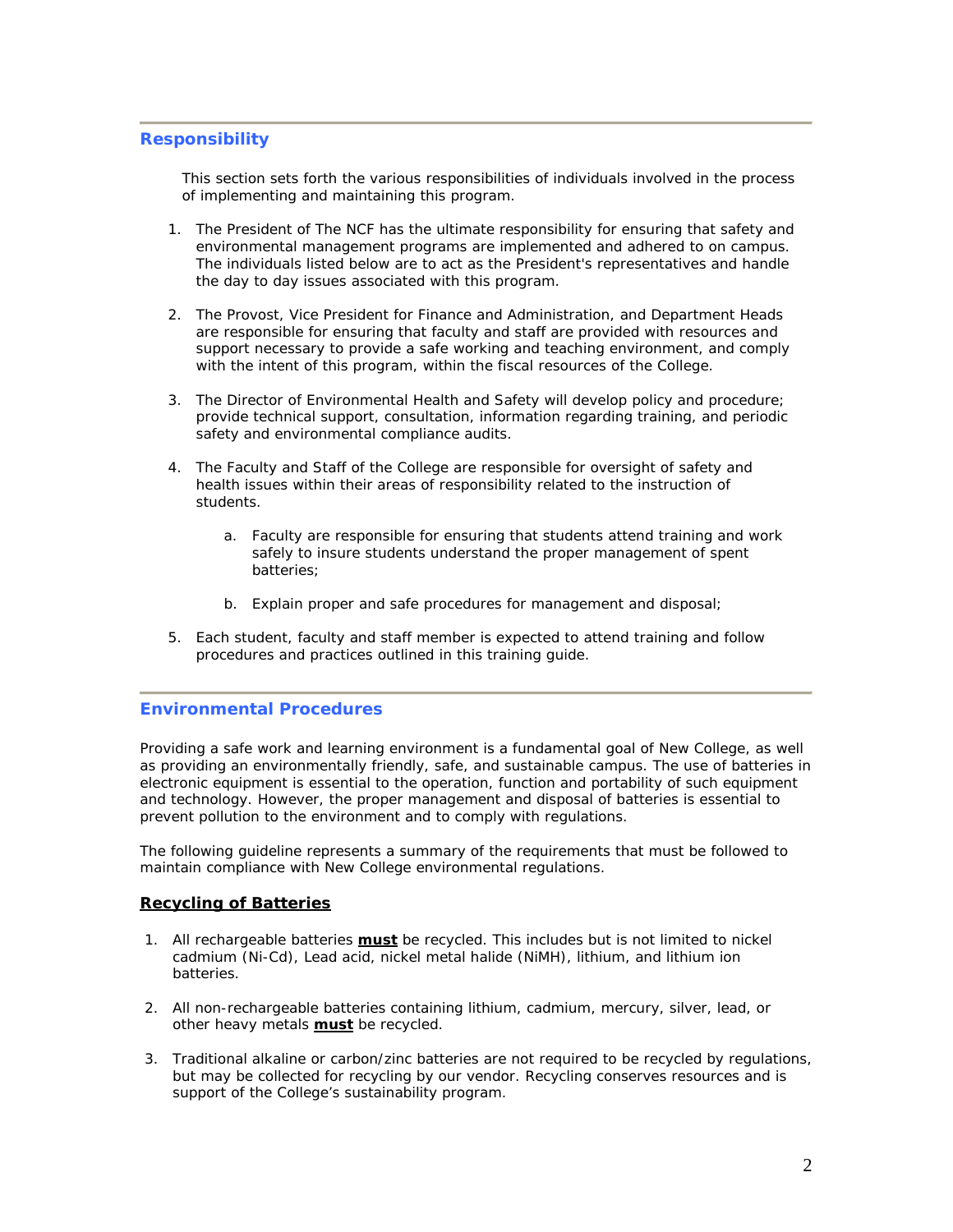## Responsibility

This section sets forth the various responsibilities of individuals involved in the process of implementing and maintaining this program.

1. The President of The NCF has the ultimate responsibility for ensuring that safety and environmental management programs are implemented and adhered to on campus. The individuals listed below are to act as the President's representatives and handle the day to day issues associated with this program.

2. The Provost, Vice President for Finance and Administration, and Department Heads are responsible for ensuring that faculty and staff are provided with resources and support necessary to provide a safe working and teaching environment, and comply with the intent of this program, within the fiscal resources of the College.

3. The Director of Environmental Health and Safety will develop policy and procedure; provide technical support, consultation, information regarding training, and periodic safety and environmental compliance audits.

4. The Faculty and Staff of the College are responsible for oversight of safety and health issues within their areas of responsibility related to the instruction of students.

   a. Faculty are responsible for ensuring that students attend training and work safely to insure students understand the proper management of spent batteries;

   b. Explain proper and safe procedures for management and disposal;

5. Each student, faculty and staff member is expected to attend training and follow procedures and practices outlined in this training guide.

## Environmental Procedures

Providing a safe work and learning environment is a fundamental goal of New College, as well as providing an environmentally friendly, safe, and sustainable campus. The use of batteries in electronic equipment is essential to the operation, function and portability of such equipment and technology. However, the proper management and disposal of batteries is essential to prevent pollution to the environment and to comply with regulations.

The following guideline represents a summary of the requirements that must be followed to maintain compliance with New College environmental regulations.

### Recycling of Batteries

1. All rechargeable batteries **must** be recycled. This includes but is not limited to nickel cadmium (Ni-Cd), Lead acid, nickel metal halide (NiMH), lithium, and lithium ion batteries.

2. All non-rechargeable batteries containing lithium, cadmium, mercury, silver, lead, or other heavy metals **must** be recycled.

3. Traditional alkaline or carbon/zinc batteries are not required to be recycled by regulations, but may be collected for recycling by our vendor. Recycling conserves resources and is support of the College's sustainability program.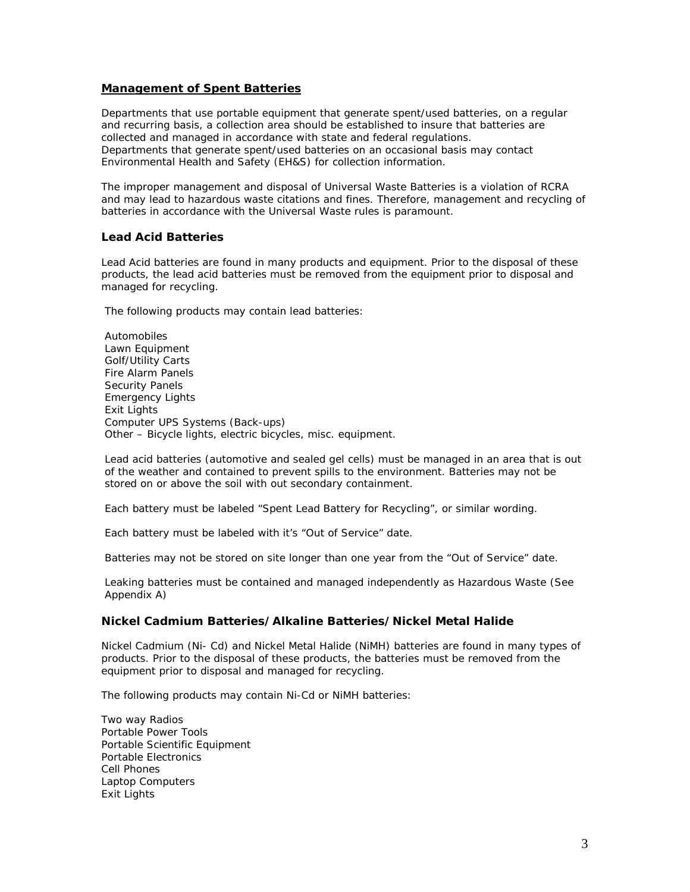## Management of Spent Batteries

Departments that use portable equipment that generate spent/used batteries, on a regular and recurring basis, a collection area should be established to insure that batteries are collected and managed in accordance with state and federal regulations.
Departments that generate spent/used batteries on an occasional basis may contact Environmental Health and Safety (EH&S) for collection information.

The improper management and disposal of Universal Waste Batteries is a violation of RCRA and may lead to hazardous waste citations and fines. Therefore, management and recycling of batteries in accordance with the Universal Waste rules is paramount.

### Lead Acid Batteries

Lead Acid batteries are found in many products and equipment. Prior to the disposal of these products, the lead acid batteries must be removed from the equipment prior to disposal and managed for recycling.

The following products may contain lead batteries:

Automobiles
Lawn Equipment
Golf/Utility Carts
Fire Alarm Panels
Security Panels
Emergency Lights
Exit Lights
Computer UPS Systems (Back-ups)
Other – Bicycle lights, electric bicycles, misc. equipment.

Lead acid batteries (automotive and sealed gel cells) must be managed in an area that is out of the weather and contained to prevent spills to the environment. Batteries may not be stored on or above the soil with out secondary containment.

Each battery must be labeled "Spent Lead Battery for Recycling", or similar wording.

Each battery must be labeled with it's "Out of Service" date.

Batteries may not be stored on site longer than one year from the "Out of Service" date.

Leaking batteries must be contained and managed independently as Hazardous Waste (See Appendix A)

### Nickel Cadmium Batteries/Alkaline Batteries/Nickel Metal Halide

Nickel Cadmium (Ni- Cd) and Nickel Metal Halide (NiMH) batteries are found in many types of products. Prior to the disposal of these products, the batteries must be removed from the equipment prior to disposal and managed for recycling.

The following products may contain Ni-Cd or NiMH batteries:

Two way Radios
Portable Power Tools
Portable Scientific Equipment
Portable Electronics
Cell Phones
Laptop Computers
Exit Lights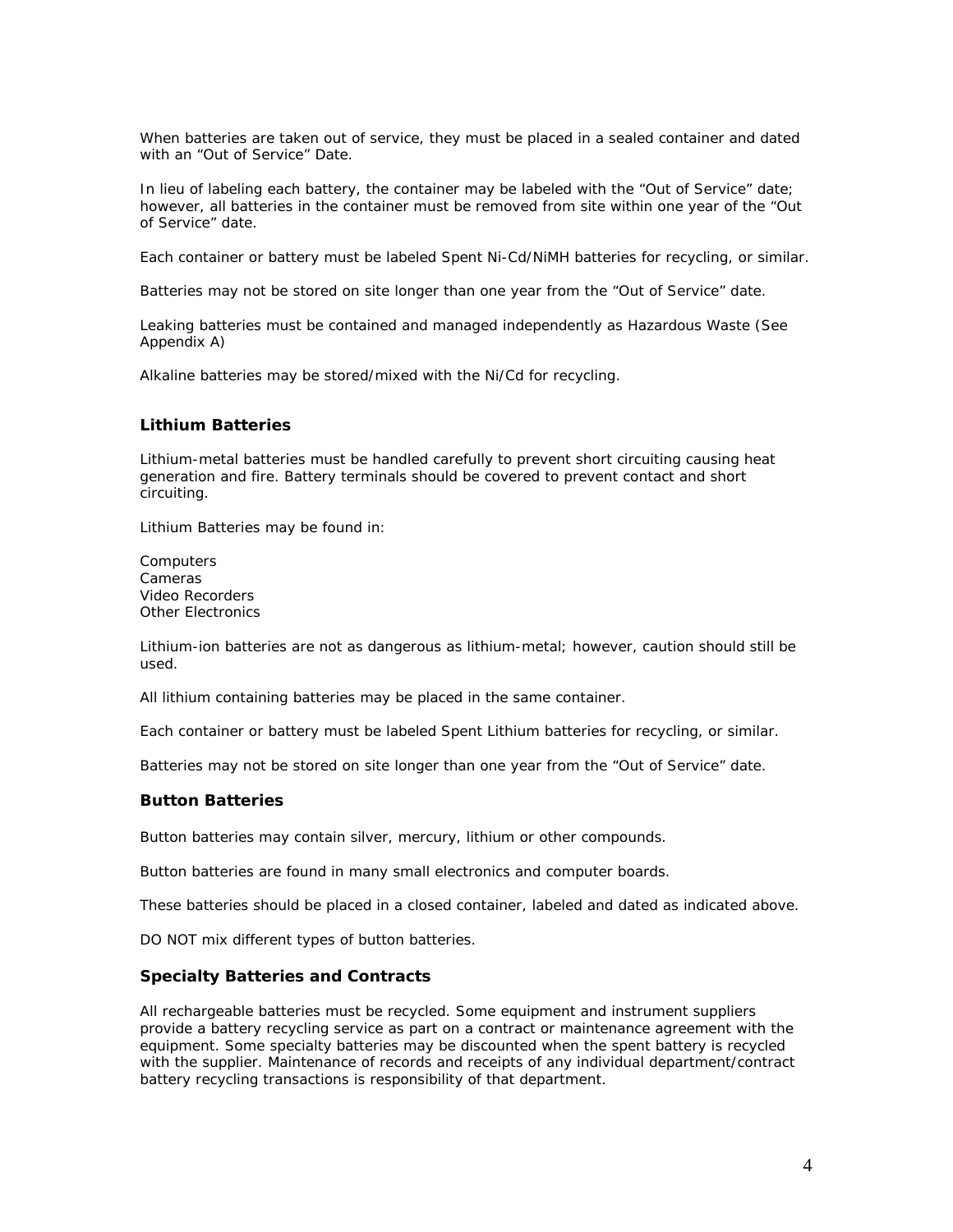When batteries are taken out of service, they must be placed in a sealed container and dated with an “Out of Service” Date.

In lieu of labeling each battery, the container may be labeled with the “Out of Service” date; however, all batteries in the container must be removed from site within one year of the “Out of Service” date.

Each container or battery must be labeled Spent Ni-Cd/NiMH batteries for recycling, or similar.

Batteries may not be stored on site longer than one year from the “Out of Service” date.

Leaking batteries must be contained and managed independently as Hazardous Waste (See Appendix A)

Alkaline batteries may be stored/mixed with the Ni/Cd for recycling.

### Lithium Batteries

Lithium-metal batteries must be handled carefully to prevent short circuiting causing heat generation and fire. Battery terminals should be covered to prevent contact and short circuiting.

Lithium Batteries may be found in:

Computers
Cameras
Video Recorders
Other Electronics

Lithium-ion batteries are not as dangerous as lithium-metal; however, caution should still be used.

All lithium containing batteries may be placed in the same container.

Each container or battery must be labeled Spent Lithium batteries for recycling, or similar.

Batteries may not be stored on site longer than one year from the “Out of Service” date.

### Button Batteries

Button batteries may contain silver, mercury, lithium or other compounds.

Button batteries are found in many small electronics and computer boards.

These batteries should be placed in a closed container, labeled and dated as indicated above.

DO NOT mix different types of button batteries.

### Specialty Batteries and Contracts

All rechargeable batteries must be recycled. Some equipment and instrument suppliers provide a battery recycling service as part on a contract or maintenance agreement with the equipment. Some specialty batteries may be discounted when the spent battery is recycled with the supplier. Maintenance of records and receipts of any individual department/contract battery recycling transactions is responsibility of that department.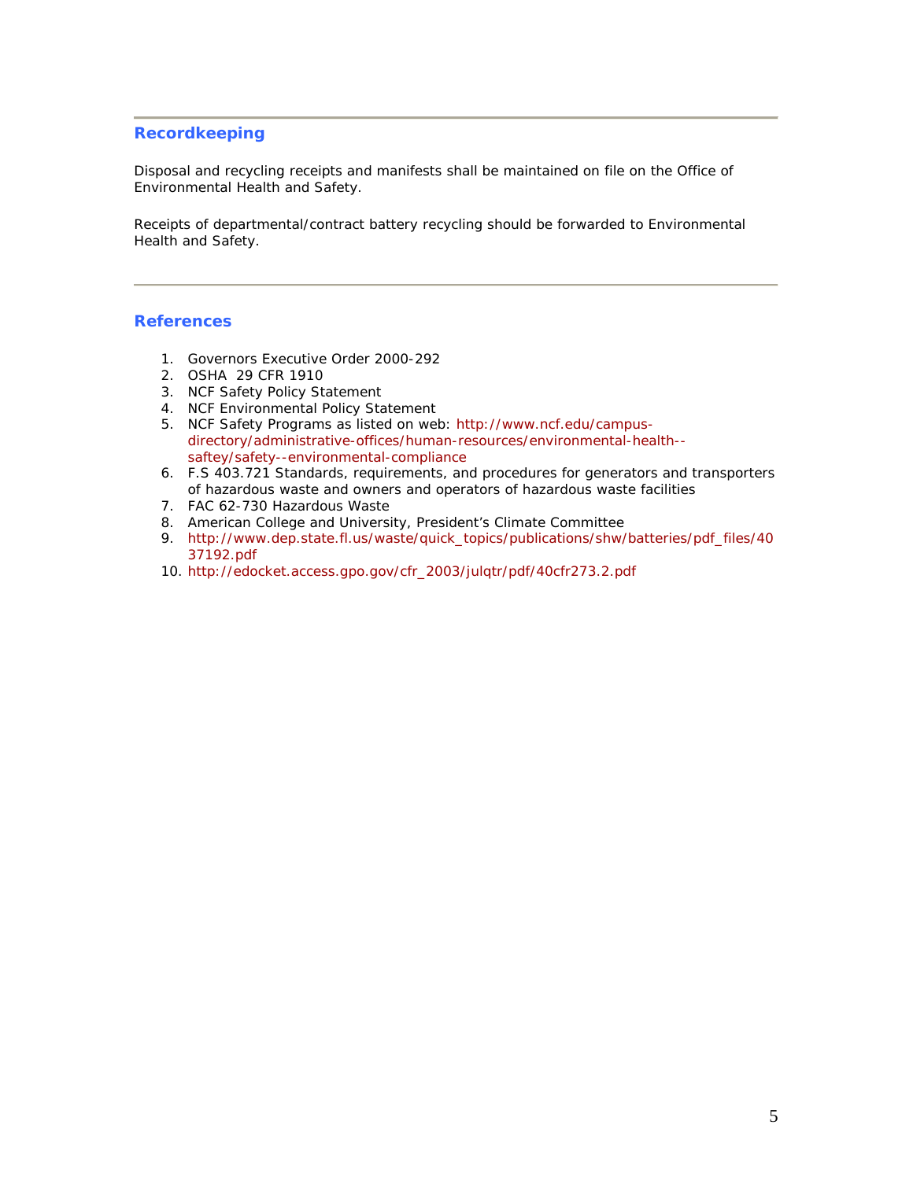## Recordkeeping

Disposal and recycling receipts and manifests shall be maintained on file on the Office of Environmental Health and Safety.

Receipts of departmental/contract battery recycling should be forwarded to Environmental Health and Safety.

## References

1. Governors Executive Order 2000-292
2. OSHA 29 CFR 1910
3. NCF Safety Policy Statement
4. NCF Environmental Policy Statement
5. NCF Safety Programs as listed on web: http://www.ncf.edu/campus-directory/administrative-offices/human-resources/environmental-health--saftey/safety--environmental-compliance
6. F.S 403.721 Standards, requirements, and procedures for generators and transporters of hazardous waste and owners and operators of hazardous waste facilities
7. FAC 62-730 Hazardous Waste
8. American College and University, President's Climate Committee
9. http://www.dep.state.fl.us/waste/quick_topics/publications/shw/batteries/pdf_files/4037192.pdf
10. http://edocket.access.gpo.gov/cfr_2003/julqtr/pdf/40cfr273.2.pdf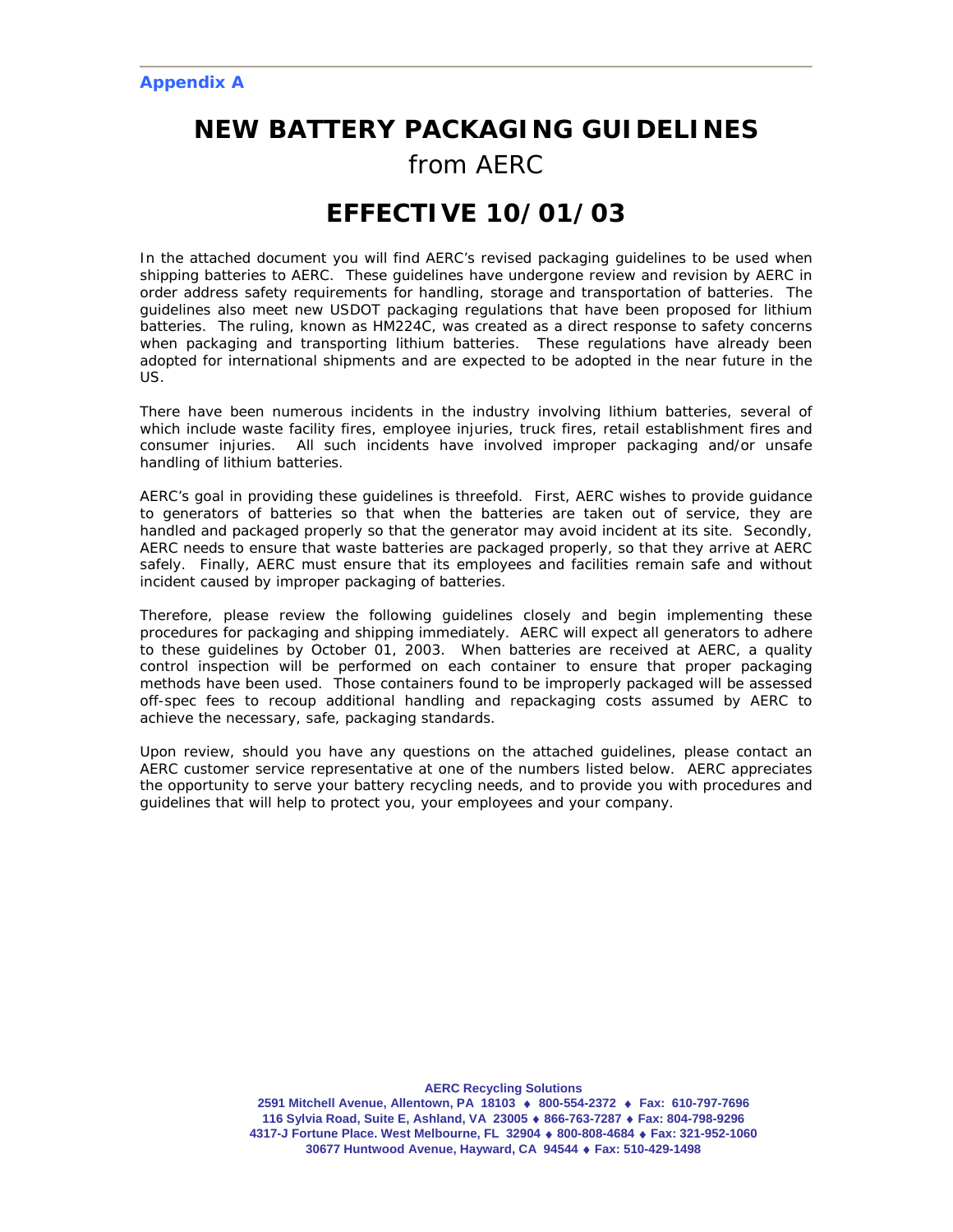**Appendix A**

# NEW BATTERY PACKAGING GUIDELINES

## from AERC

## EFFECTIVE 10/01/03

In the attached document you will find AERC's revised packaging guidelines to be used when shipping batteries to AERC. These guidelines have undergone review and revision by AERC in order address safety requirements for handling, storage and transportation of batteries. The guidelines also meet new USDOT packaging regulations that have been proposed for lithium batteries. The ruling, known as HM224C, was created as a direct response to safety concerns when packaging and transporting lithium batteries. These regulations have already been adopted for international shipments and are expected to be adopted in the near future in the US.

There have been numerous incidents in the industry involving lithium batteries, several of which include waste facility fires, employee injuries, truck fires, retail establishment fires and consumer injuries. All such incidents have involved improper packaging and/or unsafe handling of lithium batteries.

AERC's goal in providing these guidelines is threefold. First, AERC wishes to provide guidance to generators of batteries so that when the batteries are taken out of service, they are handled and packaged properly so that the generator may avoid incident at its site. Secondly, AERC needs to ensure that waste batteries are packaged properly, so that they arrive at AERC safely. Finally, AERC must ensure that its employees and facilities remain safe and without incident caused by improper packaging of batteries.

Therefore, please review the following guidelines closely and begin implementing these procedures for packaging and shipping immediately. AERC will expect all generators to adhere to these guidelines by October 01, 2003. When batteries are received at AERC, a quality control inspection will be performed on each container to ensure that proper packaging methods have been used. Those containers found to be improperly packaged will be assessed off-spec fees to recoup additional handling and repackaging costs assumed by AERC to achieve the necessary, safe, packaging standards.

Upon review, should you have any questions on the attached guidelines, please contact an AERC customer service representative at one of the numbers listed below. AERC appreciates the opportunity to serve your battery recycling needs, and to provide you with procedures and guidelines that will help to protect you, your employees and your company.

**AERC Recycling Solutions**
**2591 Mitchell Avenue, Allentown, PA 18103 ♦ 800-554-2372 ♦ Fax: 610-797-7696**
**116 Sylvia Road, Suite E, Ashland, VA 23005 ♦ 866-763-7287 ♦ Fax: 804-798-9296**
**4317-J Fortune Place. West Melbourne, FL 32904 ♦ 800-808-4684 ♦ Fax: 321-952-1060**
**30677 Huntwood Avenue, Hayward, CA 94544 ♦ Fax: 510-429-1498**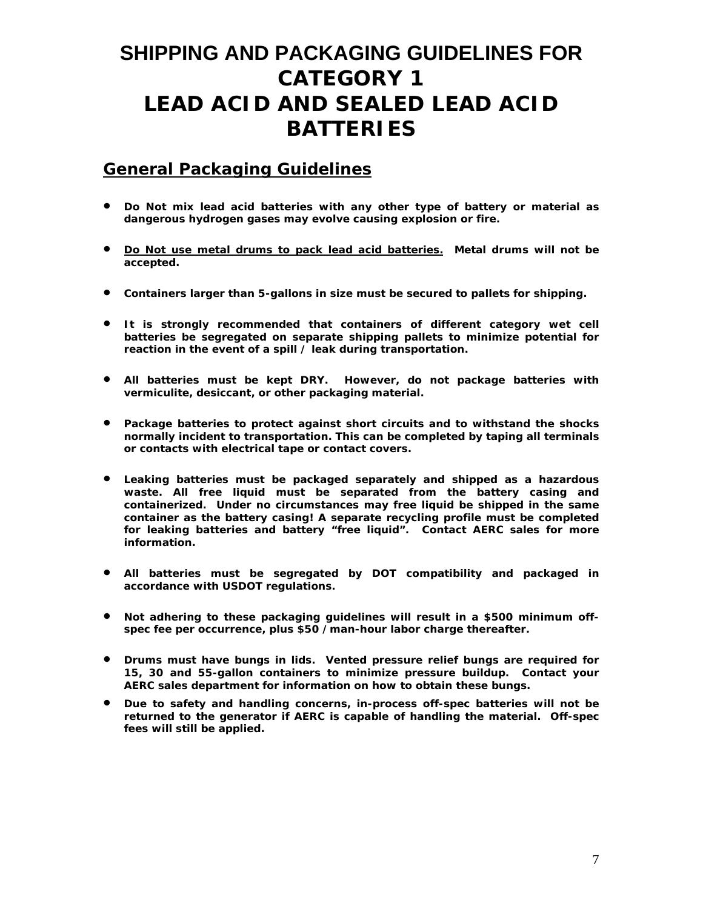# SHIPPING AND PACKAGING GUIDELINES FOR CATEGORY 1 LEAD ACID AND SEALED LEAD ACID BATTERIES

## General Packaging Guidelines

- **Do Not mix lead acid batteries with any other type of battery or material as dangerous hydrogen gases may evolve causing explosion or fire.**

- **Do Not use metal drums to pack lead acid batteries. Metal drums will not be accepted.**

- **Containers larger than 5-gallons in size must be secured to pallets for shipping.**

- **It is strongly recommended that containers of different category wet cell batteries be segregated on separate shipping pallets to minimize potential for reaction in the event of a spill / leak during transportation.**

- **All batteries must be kept DRY. However, do not package batteries with vermiculite, desiccant, or other packaging material.**

- **Package batteries to protect against short circuits and to withstand the shocks normally incident to transportation. This can be completed by taping all terminals or contacts with electrical tape or contact covers.**

- **Leaking batteries must be packaged separately and shipped as a hazardous waste. All free liquid must be separated from the battery casing and containerized. Under no circumstances may free liquid be shipped in the same container as the battery casing! A separate recycling profile must be completed for leaking batteries and battery "free liquid". Contact AERC sales for more information.**

- **All batteries must be segregated by DOT compatibility and packaged in accordance with USDOT regulations.**

- **Not adhering to these packaging guidelines will result in a $500 minimum off-spec fee per occurrence, plus $50 / man-hour labor charge thereafter.**

- **Drums must have bungs in lids. Vented pressure relief bungs are required for 15, 30 and 55-gallon containers to minimize pressure buildup. Contact your AERC sales department for information on how to obtain these bungs.**
- **Due to safety and handling concerns, in-process off-spec batteries will not be returned to the generator if AERC is capable of handling the material. Off-spec fees will still be applied.**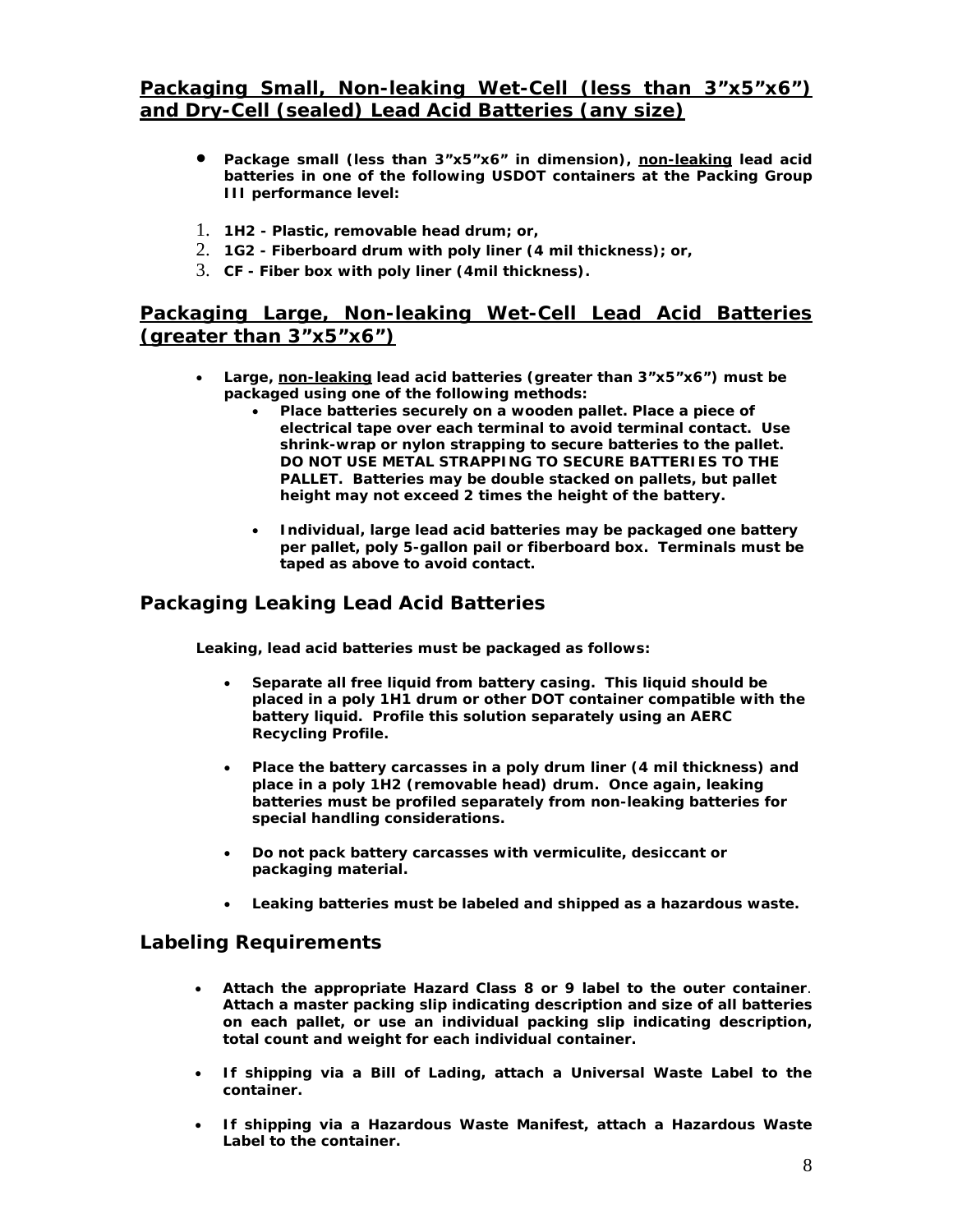## Packaging Small, Non-leaking Wet-Cell (less than 3"x5"x6") and Dry-Cell (sealed) Lead Acid Batteries (any size)

- **Package small (less than 3"x5"x6" in dimension), non-leaking lead acid batteries in one of the following USDOT containers at the Packing Group III performance level:**

1. **1H2 - Plastic, removable head drum; or,**
2. **1G2 - Fiberboard drum with poly liner (4 mil thickness); or,**
3. **CF - Fiber box with poly liner (4mil thickness).**

## Packaging Large, Non-leaking Wet-Cell Lead Acid Batteries (greater than 3"x5"x6")

- **Large, non-leaking lead acid batteries (greater than 3"x5"x6") must be packaged using one of the following methods:**
  - **Place batteries securely on a wooden pallet. Place a piece of electrical tape over each terminal to avoid terminal contact. Use shrink-wrap or nylon strapping to secure batteries to the pallet. DO NOT USE METAL STRAPPING TO SECURE BATTERIES TO THE PALLET. Batteries may be double stacked on pallets, but pallet height may not exceed 2 times the height of the battery.**
  - **Individual, large lead acid batteries may be packaged one battery per pallet, poly 5-gallon pail or fiberboard box. Terminals must be taped as above to avoid contact.**

## Packaging Leaking Lead Acid Batteries

**Leaking, lead acid batteries must be packaged as follows:**

- **Separate all free liquid from battery casing. This liquid should be placed in a poly 1H1 drum or other DOT container compatible with the battery liquid. Profile this solution separately using an AERC Recycling Profile.**
- **Place the battery carcasses in a poly drum liner (4 mil thickness) and place in a poly 1H2 (removable head) drum. Once again, leaking batteries must be profiled separately from non-leaking batteries for special handling considerations.**
- **Do not pack battery carcasses with vermiculite, desiccant or packaging material.**
- **Leaking batteries must be labeled and shipped as a hazardous waste.**

## Labeling Requirements

- **Attach the appropriate Hazard Class 8 or 9 label to the outer container. Attach a master packing slip indicating description and size of all batteries on each pallet, or use an individual packing slip indicating description, total count and weight for each individual container.**
- **If shipping via a Bill of Lading, attach a Universal Waste Label to the container.**
- **If shipping via a Hazardous Waste Manifest, attach a Hazardous Waste Label to the container.**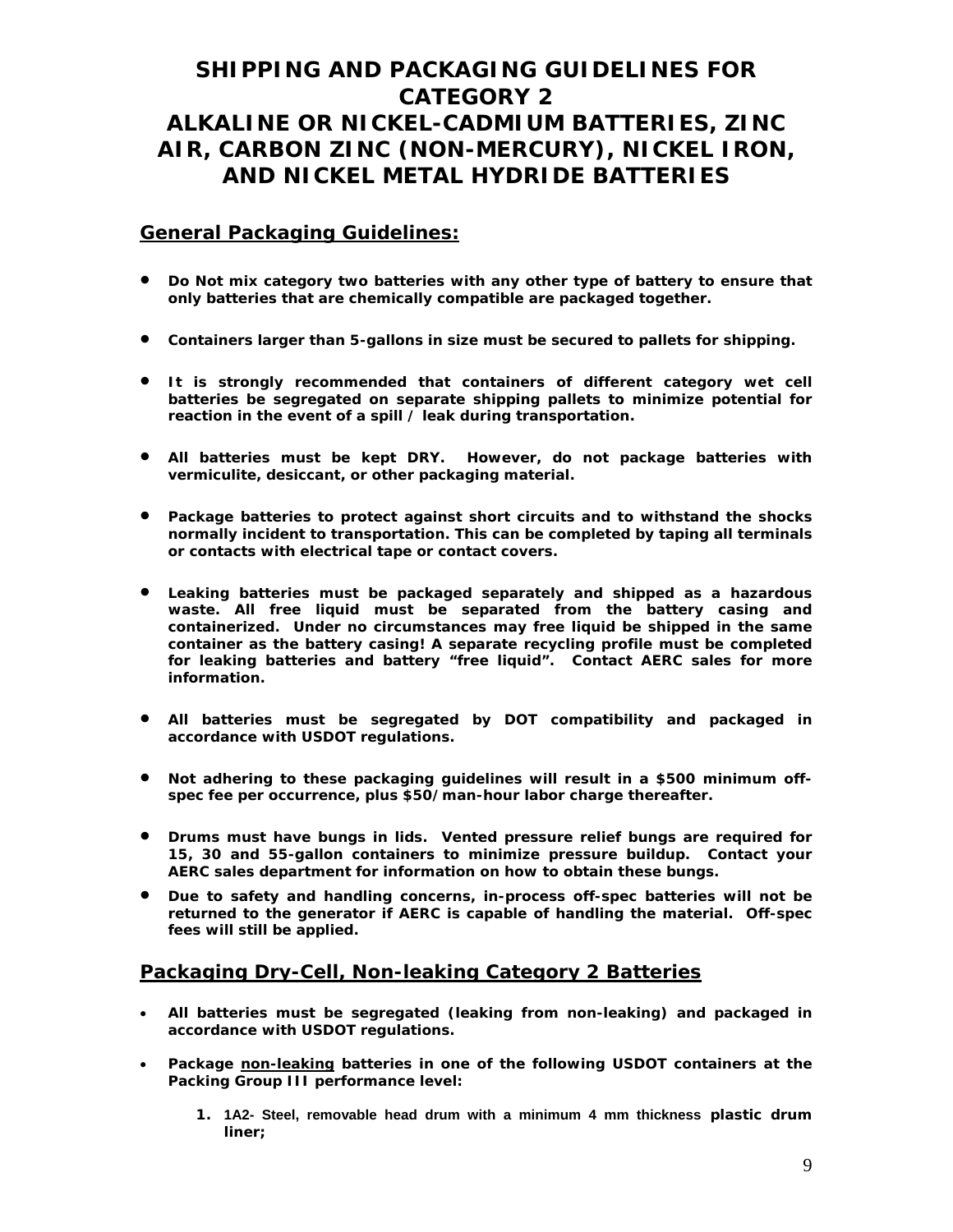# SHIPPING AND PACKAGING GUIDELINES FOR CATEGORY 2 ALKALINE OR NICKEL-CADMIUM BATTERIES, ZINC AIR, CARBON ZINC (NON-MERCURY), NICKEL IRON, AND NICKEL METAL HYDRIDE BATTERIES

## General Packaging Guidelines:

- **Do Not mix category two batteries with any other type of battery to ensure that only batteries that are chemically compatible are packaged together.**
- **Containers larger than 5-gallons in size must be secured to pallets for shipping.**
- **It is strongly recommended that containers of different category wet cell batteries be segregated on separate shipping pallets to minimize potential for reaction in the event of a spill / leak during transportation.**
- **All batteries must be kept DRY. However, do not package batteries with vermiculite, desiccant, or other packaging material.**
- **Package batteries to protect against short circuits and to withstand the shocks normally incident to transportation. This can be completed by taping all terminals or contacts with electrical tape or contact covers.**
- **Leaking batteries must be packaged separately and shipped as a hazardous waste. All free liquid must be separated from the battery casing and containerized. Under no circumstances may free liquid be shipped in the same container as the battery casing! A separate recycling profile must be completed for leaking batteries and battery "free liquid". Contact AERC sales for more information.**
- **All batteries must be segregated by DOT compatibility and packaged in accordance with USDOT regulations.**
- **Not adhering to these packaging guidelines will result in a $500 minimum off-spec fee per occurrence, plus $50/man-hour labor charge thereafter.**
- **Drums must have bungs in lids. Vented pressure relief bungs are required for 15, 30 and 55-gallon containers to minimize pressure buildup. Contact your AERC sales department for information on how to obtain these bungs.**
- **Due to safety and handling concerns, in-process off-spec batteries will not be returned to the generator if AERC is capable of handling the material. Off-spec fees will still be applied.**

## Packaging Dry-Cell, Non-leaking Category 2 Batteries

- **All batteries must be segregated (leaking from non-leaking) and packaged in accordance with USDOT regulations.**
- **Package non-leaking batteries in one of the following USDOT containers at the Packing Group III performance level:**
  1. **1A2- Steel, removable head drum with a minimum 4 mm thickness plastic drum liner;**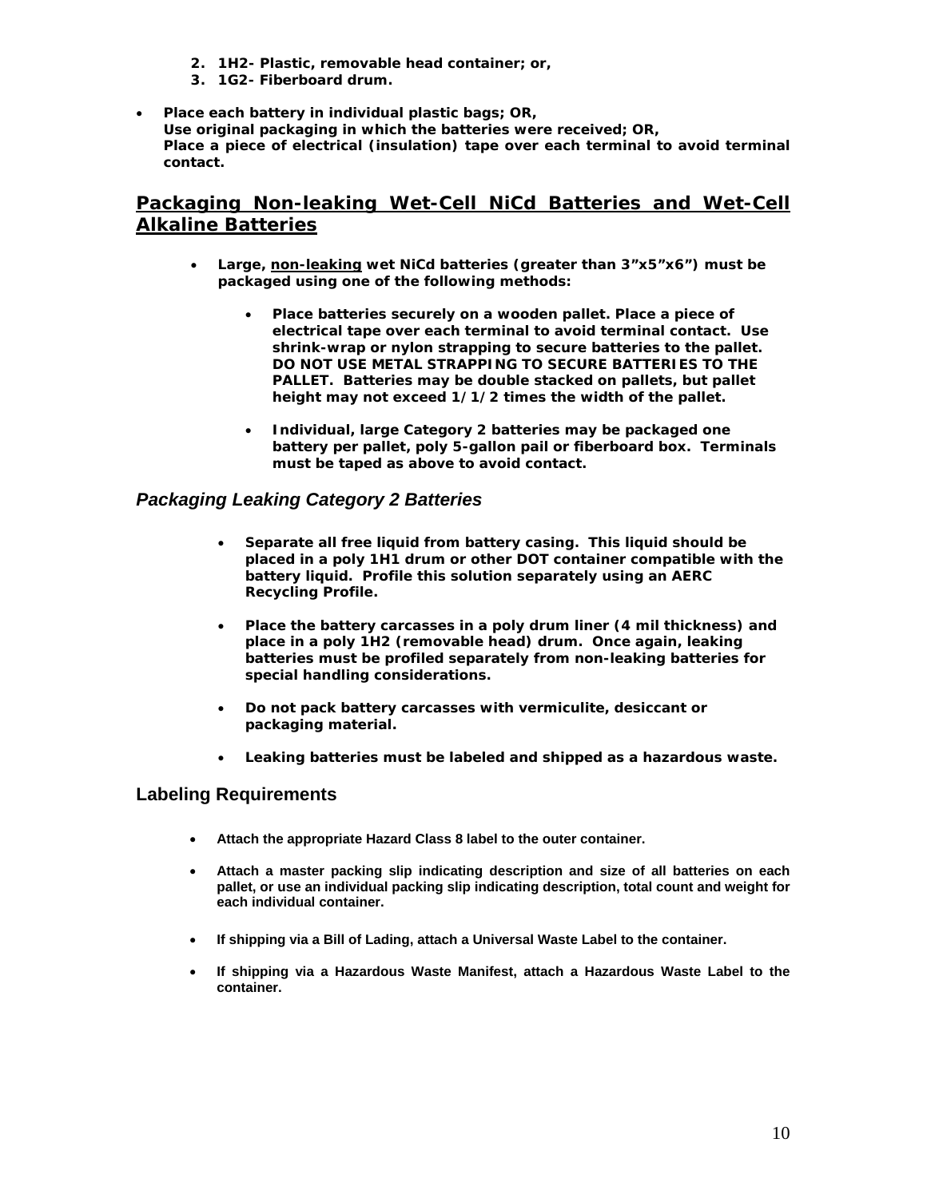2. **1H2- Plastic, removable head container; or,**
3. **1G2- Fiberboard drum.**

- **Place each battery in individual plastic bags; OR,**
  **Use original packaging in which the batteries were received; OR,**
  **Place a piece of electrical (insulation) tape over each terminal to avoid terminal contact.**

## Packaging Non-leaking Wet-Cell NiCd Batteries and Wet-Cell Alkaline Batteries

- **Large, <u>non-leaking</u> wet NiCd batteries (greater than 3"x5"x6") must be packaged using one of the following methods:**

  - **Place batteries securely on a wooden pallet. Place a piece of electrical tape over each terminal to avoid terminal contact. Use shrink-wrap or nylon strapping to secure batteries to the pallet. DO NOT USE METAL STRAPPING TO SECURE BATTERIES TO THE PALLET. Batteries may be double stacked on pallets, but pallet height may not exceed 1/1/2 times the width of the pallet.**

  - **Individual, large Category 2 batteries may be packaged one battery per pallet, poly 5-gallon pail or fiberboard box. Terminals must be taped as above to avoid contact.**

### *Packaging Leaking Category 2 Batteries*

- **Separate all free liquid from battery casing. This liquid should be placed in a poly 1H1 drum or other DOT container compatible with the battery liquid. Profile this solution separately using an AERC Recycling Profile.**

- **Place the battery carcasses in a poly drum liner (4 mil thickness) and place in a poly 1H2 (removable head) drum. Once again, leaking batteries must be profiled separately from non-leaking batteries for special handling considerations.**

- **Do not pack battery carcasses with vermiculite, desiccant or packaging material.**

- **Leaking batteries must be labeled and shipped as a hazardous waste.**

### Labeling Requirements

- **Attach the appropriate Hazard Class 8 label to the outer container.**

- **Attach a master packing slip indicating description and size of all batteries on each pallet, or use an individual packing slip indicating description, total count and weight for each individual container.**

- **If shipping via a Bill of Lading, attach a Universal Waste Label to the container.**

- **If shipping via a Hazardous Waste Manifest, attach a Hazardous Waste Label to the container.**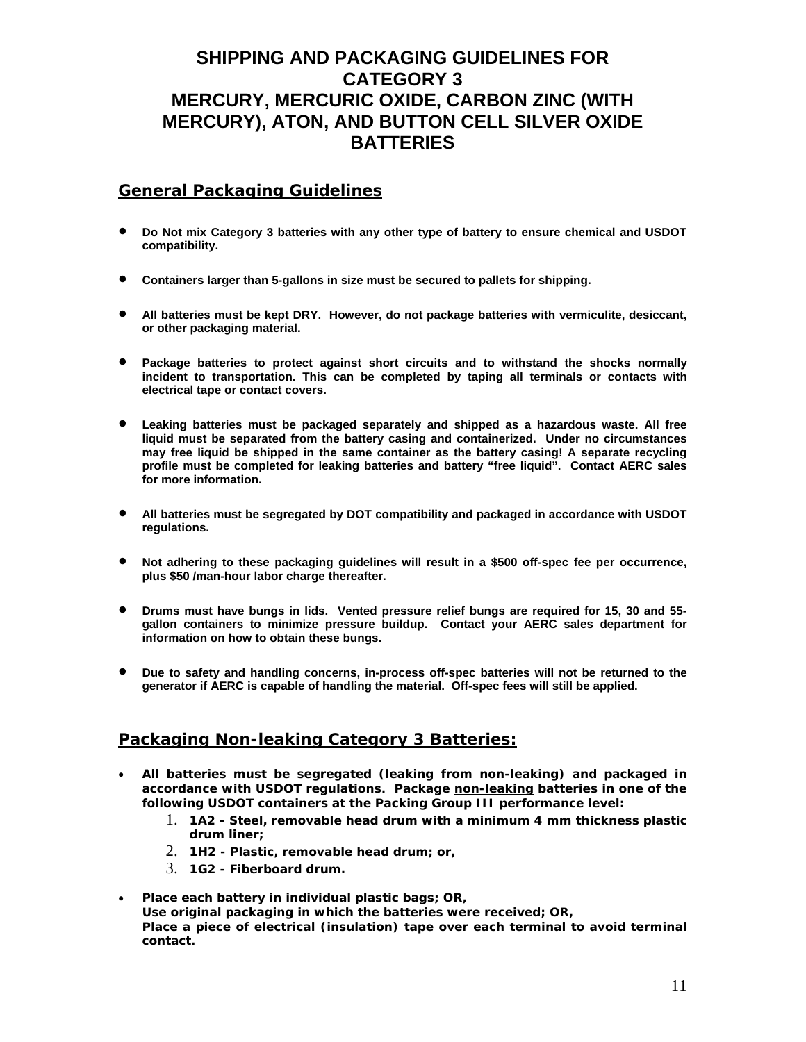# SHIPPING AND PACKAGING GUIDELINES FOR CATEGORY 3 MERCURY, MERCURIC OXIDE, CARBON ZINC (WITH MERCURY), ATON, AND BUTTON CELL SILVER OXIDE BATTERIES

## General Packaging Guidelines

- **Do Not mix Category 3 batteries with any other type of battery to ensure chemical and USDOT compatibility.**
- **Containers larger than 5-gallons in size must be secured to pallets for shipping.**
- **All batteries must be kept DRY. However, do not package batteries with vermiculite, desiccant, or other packaging material.**
- **Package batteries to protect against short circuits and to withstand the shocks normally incident to transportation. This can be completed by taping all terminals or contacts with electrical tape or contact covers.**
- **Leaking batteries must be packaged separately and shipped as a hazardous waste. All free liquid must be separated from the battery casing and containerized. Under no circumstances may free liquid be shipped in the same container as the battery casing! A separate recycling profile must be completed for leaking batteries and battery "free liquid". Contact AERC sales for more information.**
- **All batteries must be segregated by DOT compatibility and packaged in accordance with USDOT regulations.**
- **Not adhering to these packaging guidelines will result in a $500 off-spec fee per occurrence, plus $50 /man-hour labor charge thereafter.**
- **Drums must have bungs in lids. Vented pressure relief bungs are required for 15, 30 and 55-gallon containers to minimize pressure buildup. Contact your AERC sales department for information on how to obtain these bungs.**
- **Due to safety and handling concerns, in-process off-spec batteries will not be returned to the generator if AERC is capable of handling the material. Off-spec fees will still be applied.**

## Packaging Non-leaking Category 3 Batteries:

- **All batteries must be segregated (leaking from non-leaking) and packaged in accordance with USDOT regulations. Package non-leaking batteries in one of the following USDOT containers at the Packing Group III performance level:**
  1. **1A2 - Steel, removable head drum with a minimum 4 mm thickness plastic drum liner;**
  2. **1H2 - Plastic, removable head drum; or,**
  3. **1G2 - Fiberboard drum.**
- **Place each battery in individual plastic bags; OR,**
  **Use original packaging in which the batteries were received; OR,**
  **Place a piece of electrical (insulation) tape over each terminal to avoid terminal contact.**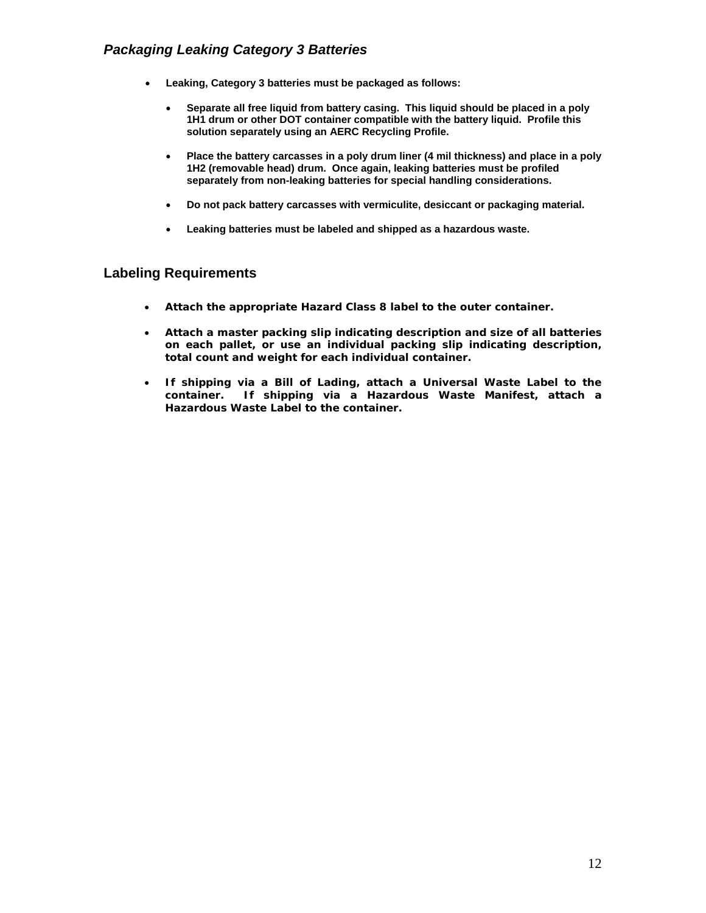### *Packaging Leaking Category 3 Batteries*

- **Leaking, Category 3 batteries must be packaged as follows:**
  - **Separate all free liquid from battery casing. This liquid should be placed in a poly 1H1 drum or other DOT container compatible with the battery liquid. Profile this solution separately using an AERC Recycling Profile.**
  - **Place the battery carcasses in a poly drum liner (4 mil thickness) and place in a poly 1H2 (removable head) drum. Once again, leaking batteries must be profiled separately from non-leaking batteries for special handling considerations.**
  - **Do not pack battery carcasses with vermiculite, desiccant or packaging material.**
  - **Leaking batteries must be labeled and shipped as a hazardous waste.**

## Labeling Requirements

- **Attach the appropriate Hazard Class 8 label to the outer container.**
- **Attach a master packing slip indicating description and size of all batteries on each pallet, or use an individual packing slip indicating description, total count and weight for each individual container.**
- **If shipping via a Bill of Lading, attach a Universal Waste Label to the container. If shipping via a Hazardous Waste Manifest, attach a Hazardous Waste Label to the container.**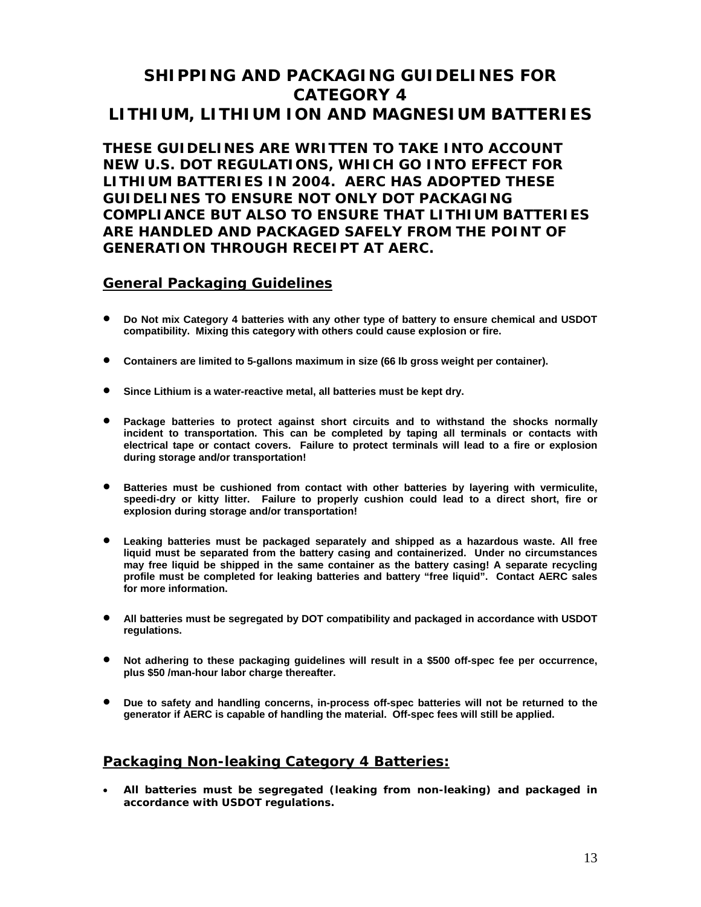# SHIPPING AND PACKAGING GUIDELINES FOR CATEGORY 4
# LITHIUM, LITHIUM ION AND MAGNESIUM BATTERIES

**THESE GUIDELINES ARE WRITTEN TO TAKE INTO ACCOUNT NEW U.S. DOT REGULATIONS, WHICH GO INTO EFFECT FOR LITHIUM BATTERIES IN 2004. AERC HAS ADOPTED THESE GUIDELINES TO ENSURE NOT ONLY DOT PACKAGING COMPLIANCE BUT ALSO TO ENSURE THAT LITHIUM BATTERIES ARE HANDLED AND PACKAGED SAFELY FROM THE POINT OF GENERATION THROUGH RECEIPT AT AERC.**

## General Packaging Guidelines

- **Do Not mix Category 4 batteries with any other type of battery to ensure chemical and USDOT compatibility. Mixing this category with others could cause explosion or fire.**
- **Containers are limited to 5-gallons maximum in size (66 lb gross weight per container).**
- **Since Lithium is a water-reactive metal, all batteries must be kept dry.**
- **Package batteries to protect against short circuits and to withstand the shocks normally incident to transportation. This can be completed by taping all terminals or contacts with electrical tape or contact covers. Failure to protect terminals will lead to a fire or explosion during storage and/or transportation!**
- **Batteries must be cushioned from contact with other batteries by layering with vermiculite, speedi-dry or kitty litter. Failure to properly cushion could lead to a direct short, fire or explosion during storage and/or transportation!**
- **Leaking batteries must be packaged separately and shipped as a hazardous waste. All free liquid must be separated from the battery casing and containerized. Under no circumstances may free liquid be shipped in the same container as the battery casing! A separate recycling profile must be completed for leaking batteries and battery "free liquid". Contact AERC sales for more information.**
- **All batteries must be segregated by DOT compatibility and packaged in accordance with USDOT regulations.**
- **Not adhering to these packaging guidelines will result in a $500 off-spec fee per occurrence, plus $50 /man-hour labor charge thereafter.**
- **Due to safety and handling concerns, in-process off-spec batteries will not be returned to the generator if AERC is capable of handling the material. Off-spec fees will still be applied.**

## Packaging Non-leaking Category 4 Batteries:

- **All batteries must be segregated (leaking from non-leaking) and packaged in accordance with USDOT regulations.**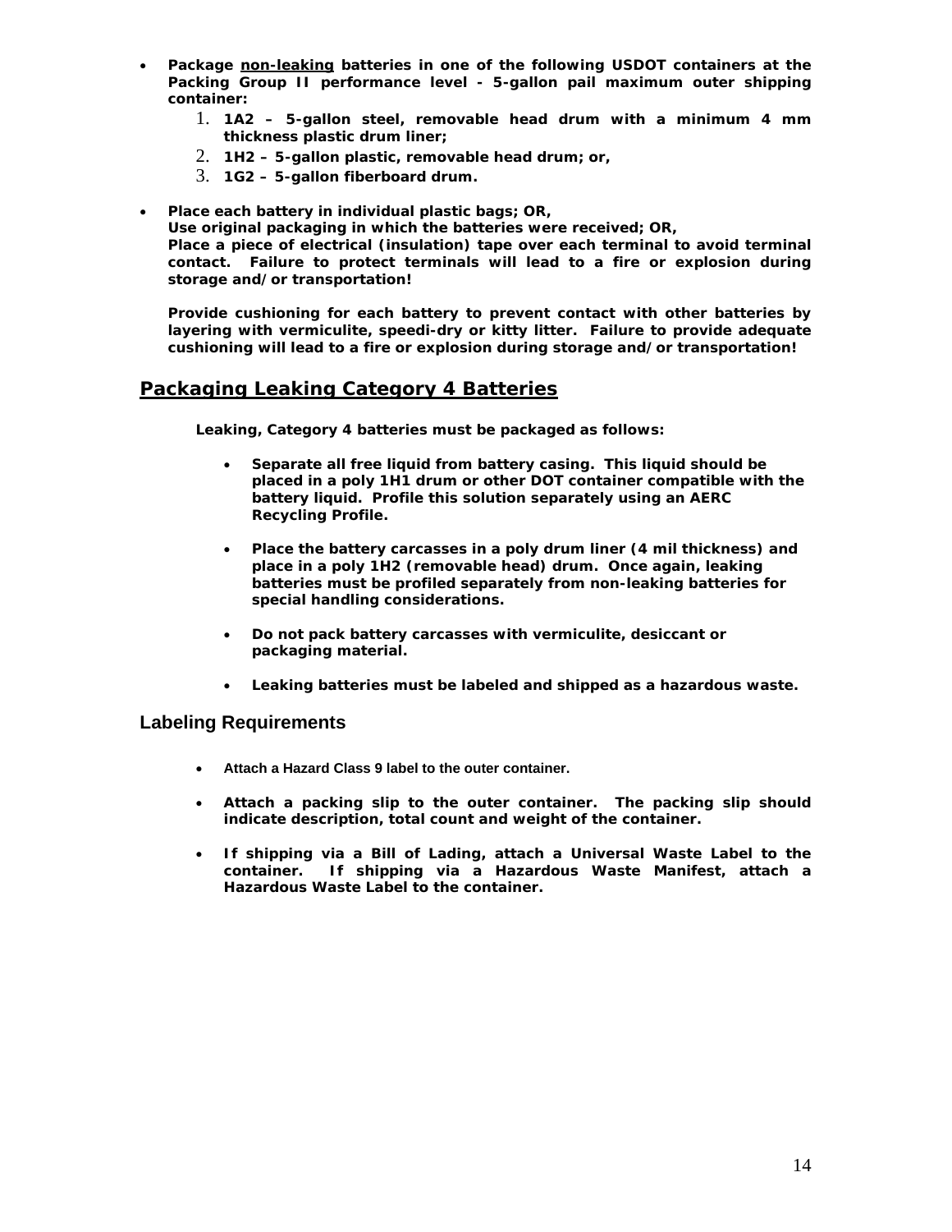- **Package <u>non-leaking</u> batteries in one of the following USDOT containers at the Packing Group II performance level - 5-gallon pail maximum outer shipping container:**
  1. **1A2 – 5-gallon steel, removable head drum with a minimum 4 mm thickness plastic drum liner;**
  2. **1H2 – 5-gallon plastic, removable head drum; or,**
  3. **1G2 – 5-gallon fiberboard drum.**

- **Place each battery in individual plastic bags; OR,**
  **Use original packaging in which the batteries were received; OR,**
  **Place a piece of electrical (insulation) tape over each terminal to avoid terminal contact. Failure to protect terminals will lead to a fire or explosion during storage and/or transportation!**

  **Provide cushioning for each battery to prevent contact with other batteries by layering with vermiculite, speedi-dry or kitty litter. Failure to provide adequate cushioning will lead to a fire or explosion during storage and/or transportation!**

## <u>Packaging Leaking Category 4 Batteries</u>

**Leaking, Category 4 batteries must be packaged as follows:**

- **Separate all free liquid from battery casing. This liquid should be placed in a poly 1H1 drum or other DOT container compatible with the battery liquid. Profile this solution separately using an AERC Recycling Profile.**
- **Place the battery carcasses in a poly drum liner (4 mil thickness) and place in a poly 1H2 (removable head) drum. Once again, leaking batteries must be profiled separately from non-leaking batteries for special handling considerations.**
- **Do not pack battery carcasses with vermiculite, desiccant or packaging material.**
- **Leaking batteries must be labeled and shipped as a hazardous waste.**

### Labeling Requirements

- **Attach a Hazard Class 9 label to the outer container.**
- **Attach a packing slip to the outer container. The packing slip should indicate description, total count and weight of the container.**
- **If shipping via a Bill of Lading, attach a Universal Waste Label to the container. If shipping via a Hazardous Waste Manifest, attach a Hazardous Waste Label to the container.**